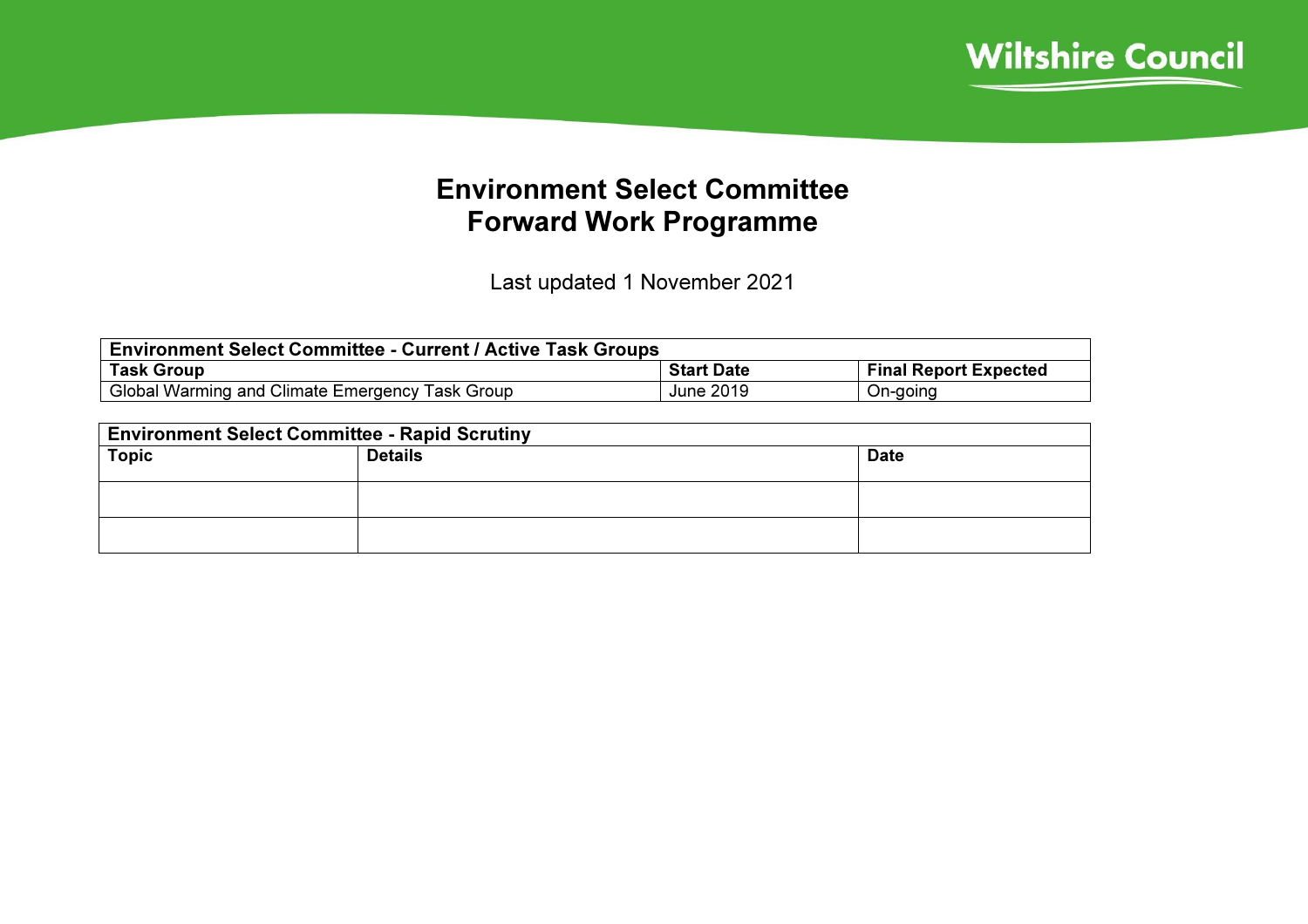Wiltshire Council

# Environment Select Committee
# Forward Work Programme

Last updated 1 November 2021

| Environment Select Committee - Current / Active Task Groups | | |
|---|---|---|
| **Task Group** | **Start Date** | **Final Report Expected** |
| Global Warming and Climate Emergency Task Group | June 2019 | On-going |

| Environment Select Committee - Rapid Scrutiny | | |
|---|---|---|
| **Topic** | **Details** | **Date** |
| | | |
| | | |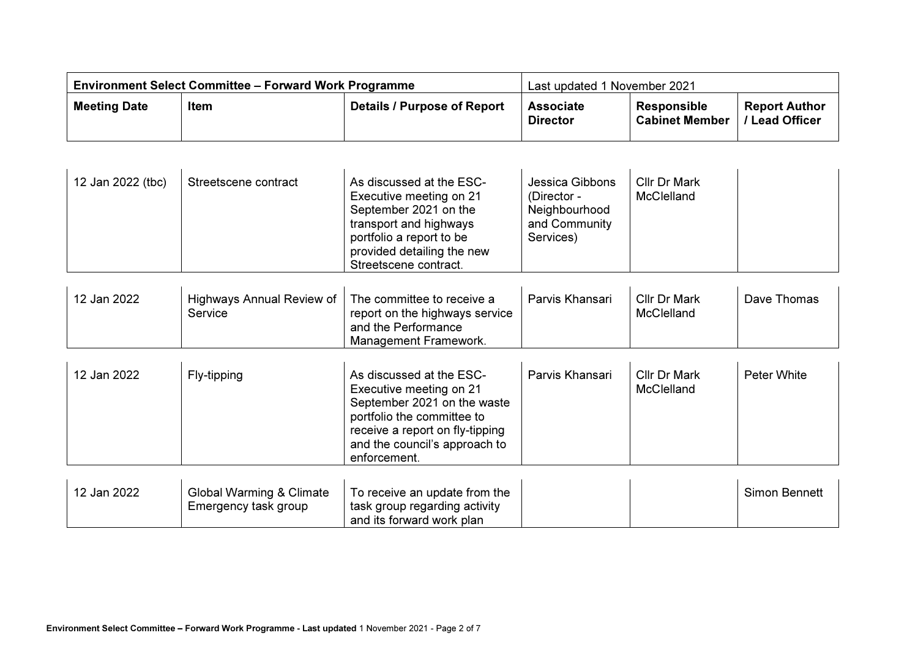| Environment Select Committee – Forward Work Programme | | | Last updated 1 November 2021 | | |
|---|---|---|---|---|---|
| **Meeting Date** | **Item** | **Details / Purpose of Report** | **Associate Director** | **Responsible Cabinet Member** | **Report Author / Lead Officer** |
| 12 Jan 2022 (tbc) | Streetscene contract | As discussed at the ESC-Executive meeting on 21 September 2021 on the transport and highways portfolio a report to be provided detailing the new Streetscene contract. | Jessica Gibbons (Director - Neighbourhood and Community Services) | Cllr Dr Mark McClelland | |
| 12 Jan 2022 | Highways Annual Review of Service | The committee to receive a report on the highways service and the Performance Management Framework. | Parvis Khansari | Cllr Dr Mark McClelland | Dave Thomas |
| 12 Jan 2022 | Fly-tipping | As discussed at the ESC-Executive meeting on 21 September 2021 on the waste portfolio the committee to receive a report on fly-tipping and the council's approach to enforcement. | Parvis Khansari | Cllr Dr Mark McClelland | Peter White |
| 12 Jan 2022 | Global Warming & Climate Emergency task group | To receive an update from the task group regarding activity and its forward work plan | | | Simon Bennett |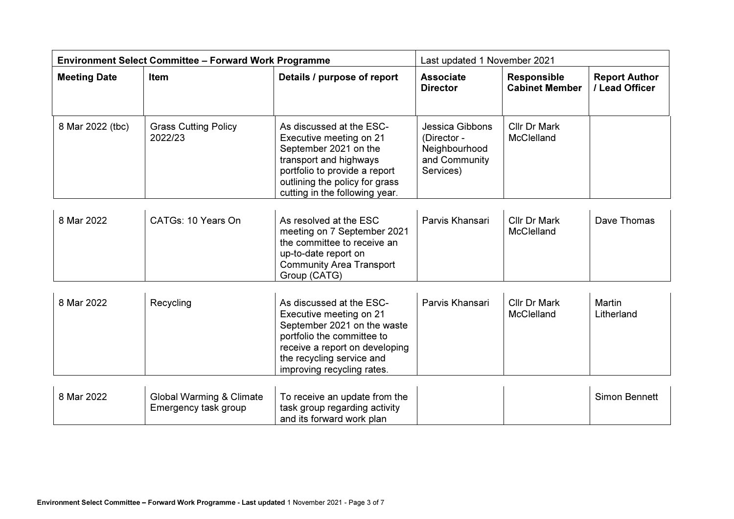| Environment Select Committee – Forward Work Programme | | | Last updated 1 November 2021 | | |
|---|---|---|---|---|---|
| **Meeting Date** | **Item** | **Details / purpose of report** | **Associate Director** | **Responsible Cabinet Member** | **Report Author / Lead Officer** |
| 8 Mar 2022 (tbc) | Grass Cutting Policy 2022/23 | As discussed at the ESC-Executive meeting on 21 September 2021 on the transport and highways portfolio to provide a report outlining the policy for grass cutting in the following year. | Jessica Gibbons (Director - Neighbourhood and Community Services) | Cllr Dr Mark McClelland | |
| 8 Mar 2022 | CATGs: 10 Years On | As resolved at the ESC meeting on 7 September 2021 the committee to receive an up-to-date report on Community Area Transport Group (CATG) | Parvis Khansari | Cllr Dr Mark McClelland | Dave Thomas |
| 8 Mar 2022 | Recycling | As discussed at the ESC-Executive meeting on 21 September 2021 on the waste portfolio the committee to receive a report on developing the recycling service and improving recycling rates. | Parvis Khansari | Cllr Dr Mark McClelland | Martin Litherland |
| 8 Mar 2022 | Global Warming & Climate Emergency task group | To receive an update from the task group regarding activity and its forward work plan | | | Simon Bennett |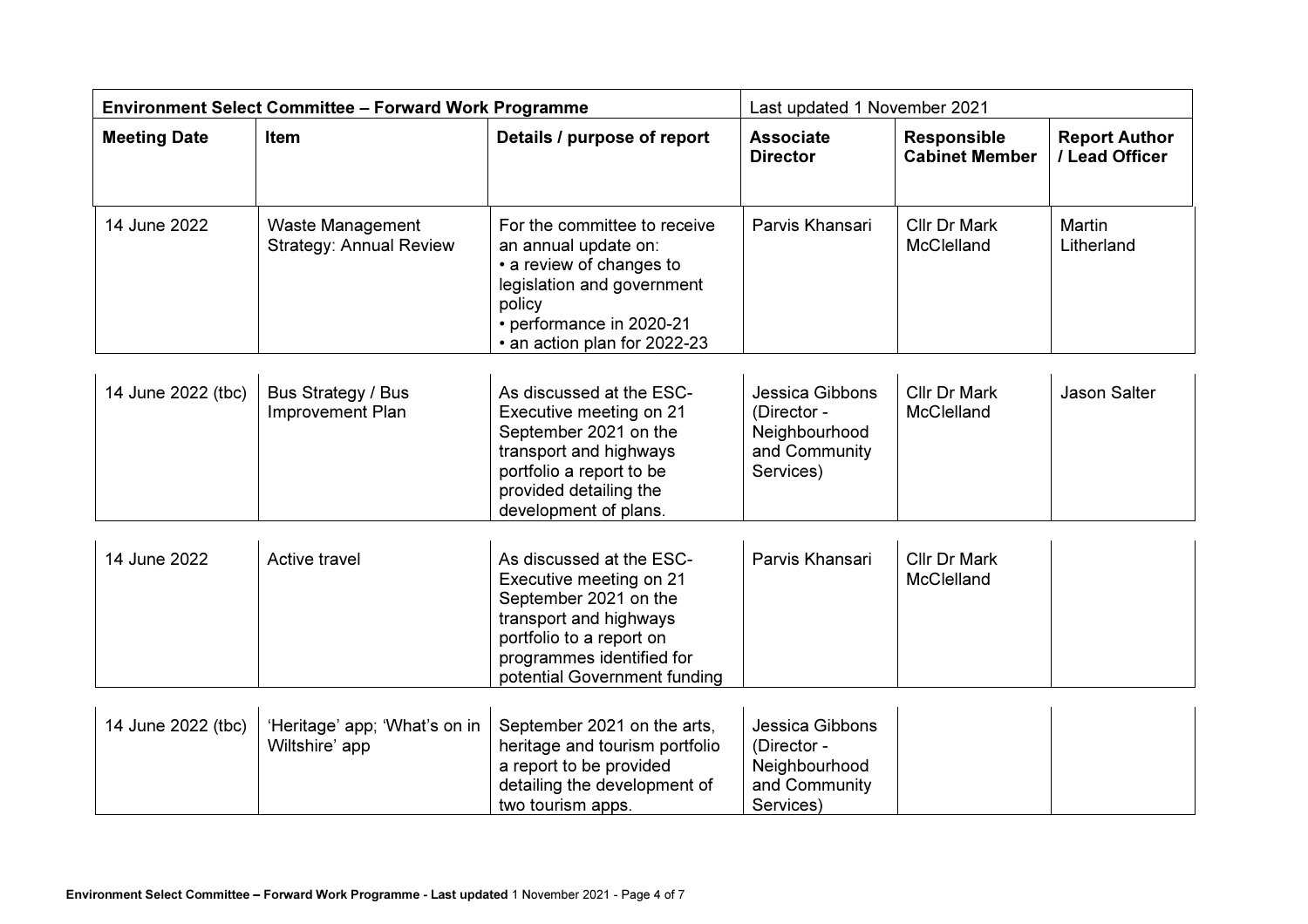| Environment Select Committee – Forward Work Programme | | | Last updated 1 November 2021 | | |
|---|---|---|---|---|---|
| **Meeting Date** | **Item** | **Details / purpose of report** | **Associate Director** | **Responsible Cabinet Member** | **Report Author / Lead Officer** |
| 14 June 2022 | Waste Management Strategy: Annual Review | For the committee to receive an annual update on:<br>• a review of changes to legislation and government policy<br>• performance in 2020-21<br>• an action plan for 2022-23 | Parvis Khansari | Cllr Dr Mark McClelland | Martin Litherland |
| 14 June 2022 (tbc) | Bus Strategy / Bus Improvement Plan | As discussed at the ESC-Executive meeting on 21 September 2021 on the transport and highways portfolio a report to be provided detailing the development of plans. | Jessica Gibbons (Director - Neighbourhood and Community Services) | Cllr Dr Mark McClelland | Jason Salter |
| 14 June 2022 | Active travel | As discussed at the ESC-Executive meeting on 21 September 2021 on the transport and highways portfolio to a report on programmes identified for potential Government funding | Parvis Khansari | Cllr Dr Mark McClelland | |
| 14 June 2022 (tbc) | 'Heritage' app; 'What's on in Wiltshire' app | September 2021 on the arts, heritage and tourism portfolio a report to be provided detailing the development of two tourism apps. | Jessica Gibbons (Director - Neighbourhood and Community Services) | | |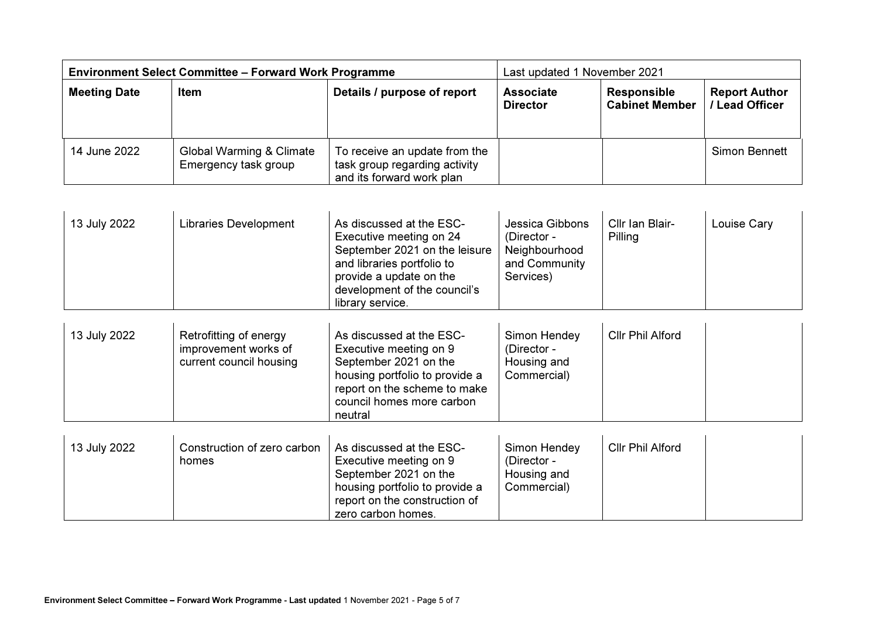| Environment Select Committee – Forward Work Programme | | | Last updated 1 November 2021 | | |
|---|---|---|---|---|---|
| **Meeting Date** | **Item** | **Details / purpose of report** | **Associate Director** | **Responsible Cabinet Member** | **Report Author / Lead Officer** |
| 14 June 2022 | Global Warming & Climate Emergency task group | To receive an update from the task group regarding activity and its forward work plan | | | Simon Bennett |
| 13 July 2022 | Libraries Development | As discussed at the ESC-Executive meeting on 24 September 2021 on the leisure and libraries portfolio to provide a update on the development of the council's library service. | Jessica Gibbons (Director - Neighbourhood and Community Services) | Cllr Ian Blair-Pilling | Louise Cary |
| 13 July 2022 | Retrofitting of energy improvement works of current council housing | As discussed at the ESC-Executive meeting on 9 September 2021 on the housing portfolio to provide a report on the scheme to make council homes more carbon neutral | Simon Hendey (Director - Housing and Commercial) | Cllr Phil Alford | |
| 13 July 2022 | Construction of zero carbon homes | As discussed at the ESC-Executive meeting on 9 September 2021 on the housing portfolio to provide a report on the construction of zero carbon homes. | Simon Hendey (Director - Housing and Commercial) | Cllr Phil Alford | |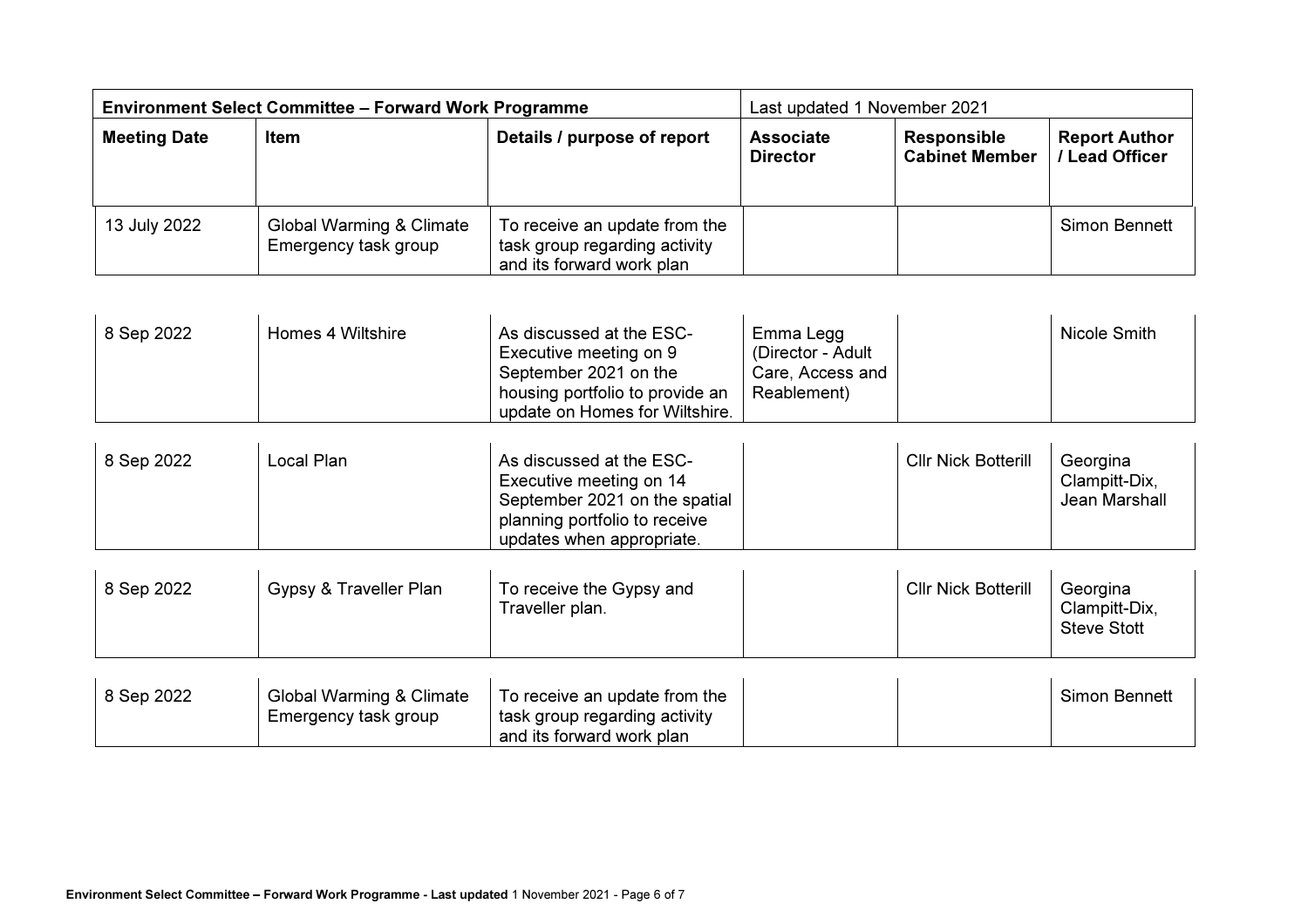| Environment Select Committee – Forward Work Programme | | | Last updated 1 November 2021 | | |
|---|---|---|---|---|---|
| **Meeting Date** | **Item** | **Details / purpose of report** | **Associate Director** | **Responsible Cabinet Member** | **Report Author / Lead Officer** |
| 13 July 2022 | Global Warming & Climate Emergency task group | To receive an update from the task group regarding activity and its forward work plan | | | Simon Bennett |
| 8 Sep 2022 | Homes 4 Wiltshire | As discussed at the ESC-Executive meeting on 9 September 2021 on the housing portfolio to provide an update on Homes for Wiltshire. | Emma Legg (Director - Adult Care, Access and Reablement) | | Nicole Smith |
| 8 Sep 2022 | Local Plan | As discussed at the ESC-Executive meeting on 14 September 2021 on the spatial planning portfolio to receive updates when appropriate. | | Cllr Nick Botterill | Georgina Clampitt-Dix, Jean Marshall |
| 8 Sep 2022 | Gypsy & Traveller Plan | To receive the Gypsy and Traveller plan. | | Cllr Nick Botterill | Georgina Clampitt-Dix, Steve Stott |
| 8 Sep 2022 | Global Warming & Climate Emergency task group | To receive an update from the task group regarding activity and its forward work plan | | | Simon Bennett |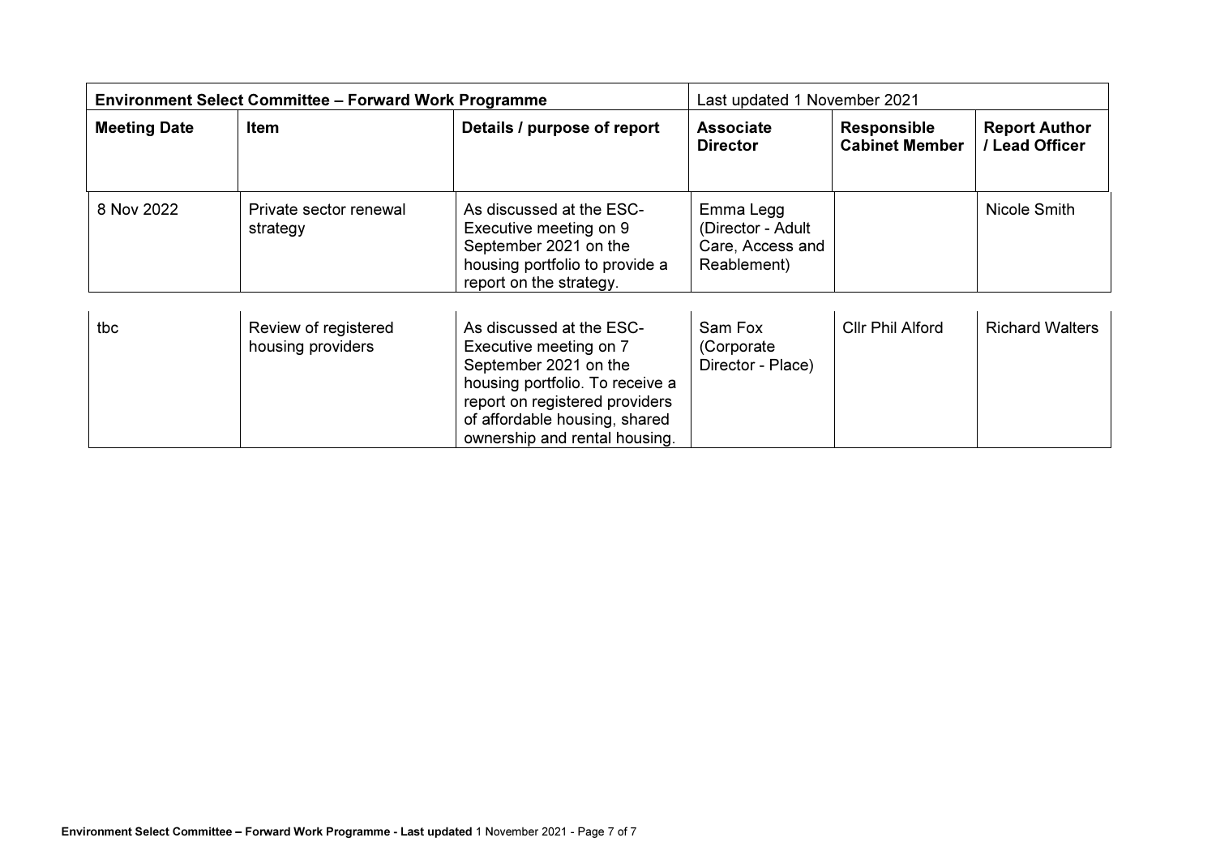| Environment Select Committee – Forward Work Programme | | | Last updated 1 November 2021 | | |
|---|---|---|---|---|---|
| **Meeting Date** | **Item** | **Details / purpose of report** | **Associate Director** | **Responsible Cabinet Member** | **Report Author / Lead Officer** |
| 8 Nov 2022 | Private sector renewal strategy | As discussed at the ESC-Executive meeting on 9 September 2021 on the housing portfolio to provide a report on the strategy. | Emma Legg (Director - Adult Care, Access and Reablement) | | Nicole Smith |
| tbc | Review of registered housing providers | As discussed at the ESC-Executive meeting on 7 September 2021 on the housing portfolio. To receive a report on registered providers of affordable housing, shared ownership and rental housing. | Sam Fox (Corporate Director - Place) | Cllr Phil Alford | Richard Walters |